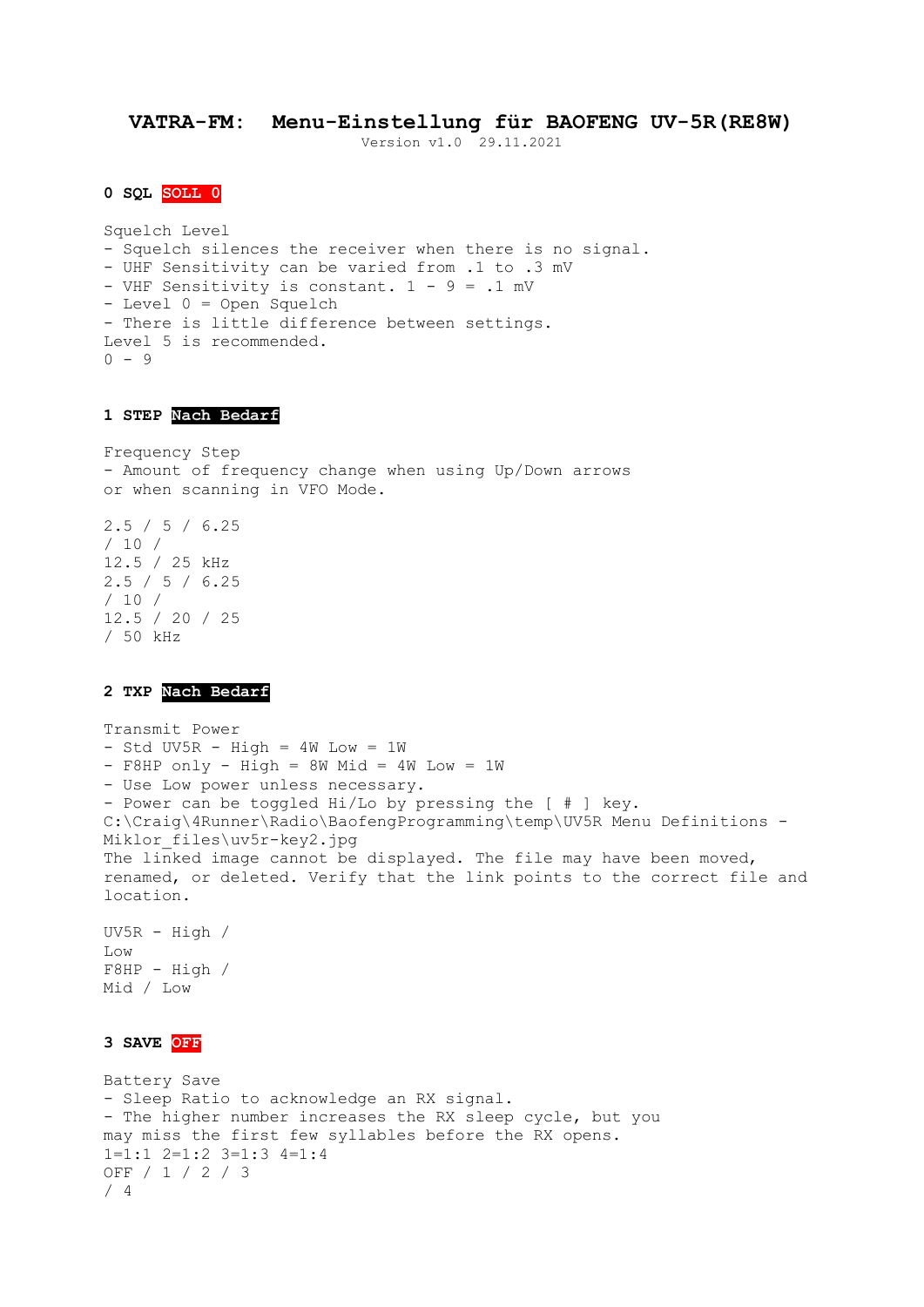# VATRA-FM: Menu-Einstellung für BAOFENG UV-5R(RE8W)

Version v1.0 29.11.2021

## 0 SQL SOLL 0

Squelch Level
- Squelch silences the receiver when there is no signal.
- UHF Sensitivity can be varied from .1 to .3 mV
- VHF Sensitivity is constant. 1 - 9 = .1 mV
- Level 0 = Open Squelch
- There is little difference between settings.

Level 5 is recommended.
0 - 9

## 1 STEP Nach Bedarf

Frequency Step
- Amount of frequency change when using Up/Down arrows or when scanning in VFO Mode.

2.5 / 5 / 6.25
/ 10 /
12.5 / 25 kHz
2.5 / 5 / 6.25
/ 10 /
12.5 / 20 / 25
/ 50 kHz

## 2 TXP Nach Bedarf

Transmit Power
- Std UV5R - High = 4W Low = 1W
- F8HP only - High = 8W Mid = 4W Low = 1W
- Use Low power unless necessary.
- Power can be toggled Hi/Lo by pressing the [ # ] key.

C:\Craig\4Runner\Radio\BaofengProgramming\temp\UV5R Menu Definitions - Miklor_files\uv5r-key2.jpg
The linked image cannot be displayed. The file may have been moved, renamed, or deleted. Verify that the link points to the correct file and location.

UV5R - High /
Low
F8HP - High /
Mid / Low

## 3 SAVE OFF

Battery Save
- Sleep Ratio to acknowledge an RX signal.
- The higher number increases the RX sleep cycle, but you may miss the first few syllables before the RX opens.

1=1:1 2=1:2 3=1:3 4=1:4
OFF / 1 / 2 / 3
/ 4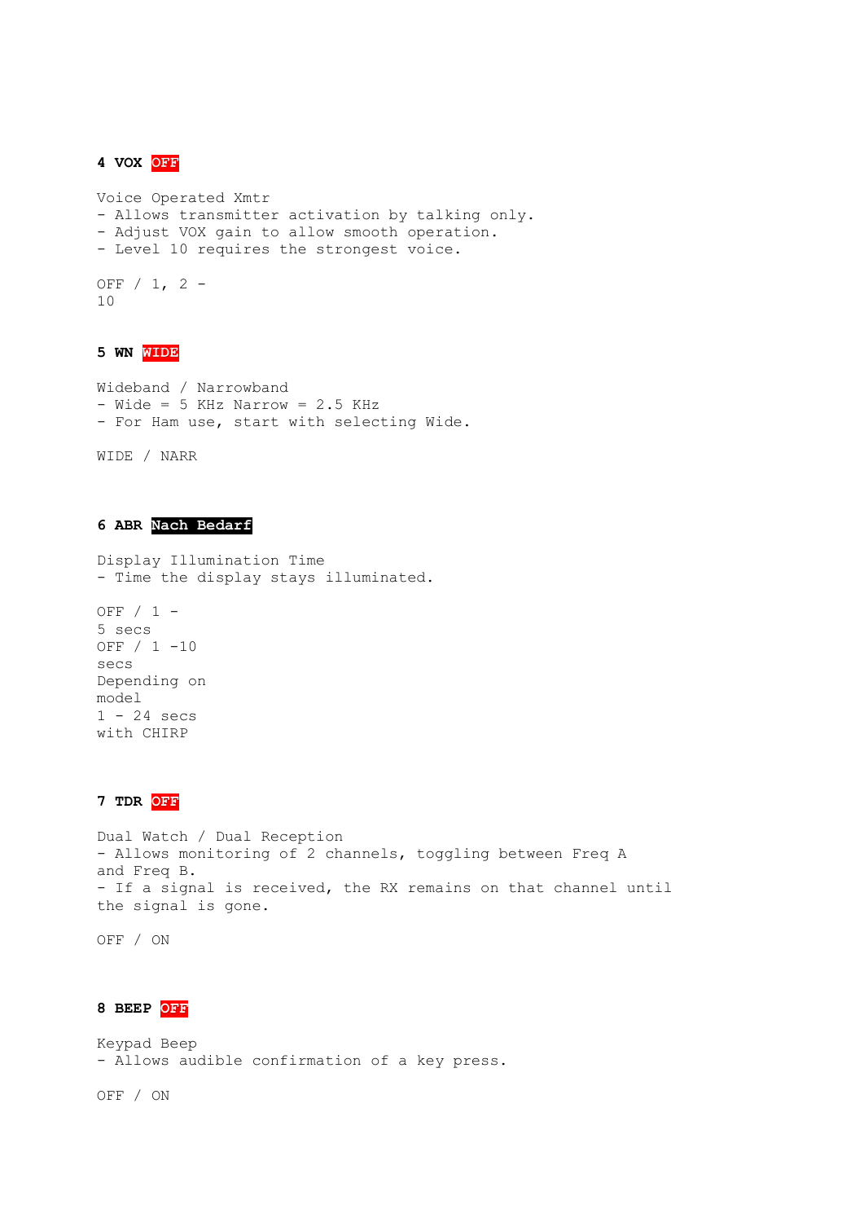**4 VOX** OFF

Voice Operated Xmtr
- Allows transmitter activation by talking only.
- Adjust VOX gain to allow smooth operation.
- Level 10 requires the strongest voice.

OFF / 1, 2 -
10

**5 WN** WIDE

Wideband / Narrowband
- Wide = 5 KHz Narrow = 2.5 KHz
- For Ham use, start with selecting Wide.

WIDE / NARR

**6 ABR** **Nach Bedarf**

Display Illumination Time
- Time the display stays illuminated.

OFF / 1 -
5 secs
OFF / 1 -10
secs
Depending on
model
1 - 24 secs
with CHIRP

**7 TDR** OFF

Dual Watch / Dual Reception
- Allows monitoring of 2 channels, toggling between Freq A and Freq B.
- If a signal is received, the RX remains on that channel until the signal is gone.

OFF / ON

**8 BEEP** OFF

Keypad Beep
- Allows audible confirmation of a key press.

OFF / ON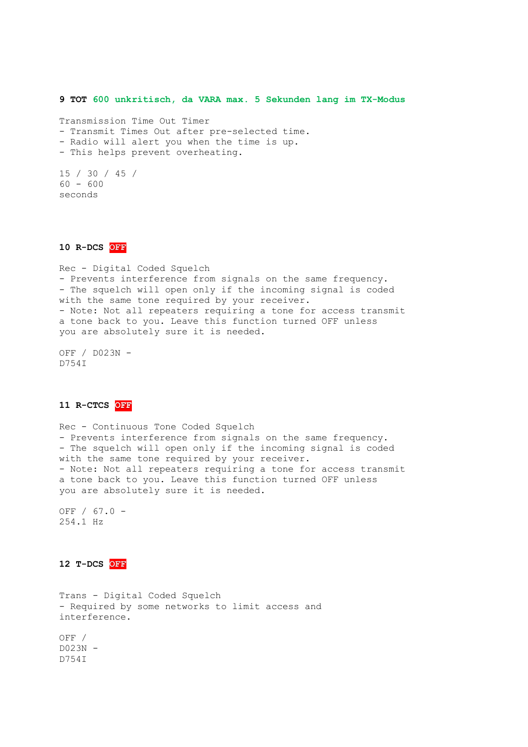**9 TOT** **600 unkritisch, da VARA max. 5 Sekunden lang im TX-Modus**

Transmission Time Out Timer
- Transmit Times Out after pre-selected time.
- Radio will alert you when the time is up.
- This helps prevent overheating.

15 / 30 / 45 /
60 - 600
seconds

**10 R-DCS** **OFF**

Rec - Digital Coded Squelch
- Prevents interference from signals on the same frequency.
- The squelch will open only if the incoming signal is coded with the same tone required by your receiver.
- Note: Not all repeaters requiring a tone for access transmit a tone back to you. Leave this function turned OFF unless you are absolutely sure it is needed.

OFF / D023N -
D754I

**11 R-CTCS** **OFF**

Rec - Continuous Tone Coded Squelch
- Prevents interference from signals on the same frequency.
- The squelch will open only if the incoming signal is coded with the same tone required by your receiver.
- Note: Not all repeaters requiring a tone for access transmit a tone back to you. Leave this function turned OFF unless you are absolutely sure it is needed.

OFF / 67.0 -
254.1 Hz

**12 T-DCS** **OFF**

Trans - Digital Coded Squelch
- Required by some networks to limit access and interference.

OFF /
D023N -
D754I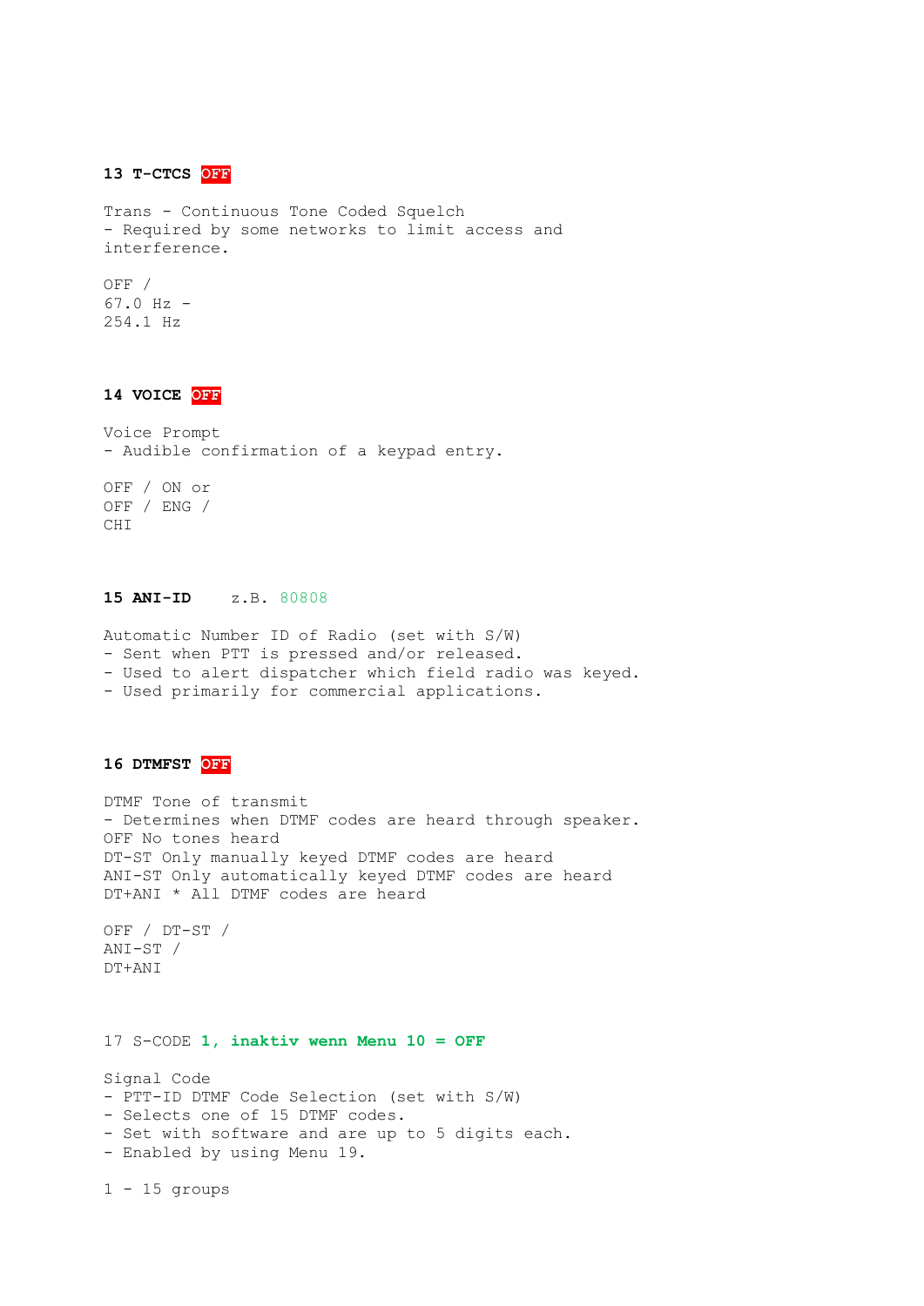**13 T-CTCS** **OFF**

Trans - Continuous Tone Coded Squelch
- Required by some networks to limit access and interference.

OFF /
67.0 Hz -
254.1 Hz

**14 VOICE** **OFF**

Voice Prompt
- Audible confirmation of a keypad entry.

OFF / ON or
OFF / ENG /
CHI

**15 ANI-ID** z.B. 80808

Automatic Number ID of Radio (set with S/W)
- Sent when PTT is pressed and/or released.
- Used to alert dispatcher which field radio was keyed.
- Used primarily for commercial applications.

**16 DTMFST** **OFF**

DTMF Tone of transmit
- Determines when DTMF codes are heard through speaker.

OFF No tones heard
DT-ST Only manually keyed DTMF codes are heard
ANI-ST Only automatically keyed DTMF codes are heard
DT+ANI * All DTMF codes are heard

OFF / DT-ST /
ANI-ST /
DT+ANI

17 S-CODE **1, inaktiv wenn Menu 10 = OFF**

Signal Code
- PTT-ID DTMF Code Selection (set with S/W)
- Selects one of 15 DTMF codes.
- Set with software and are up to 5 digits each.
- Enabled by using Menu 19.

1 - 15 groups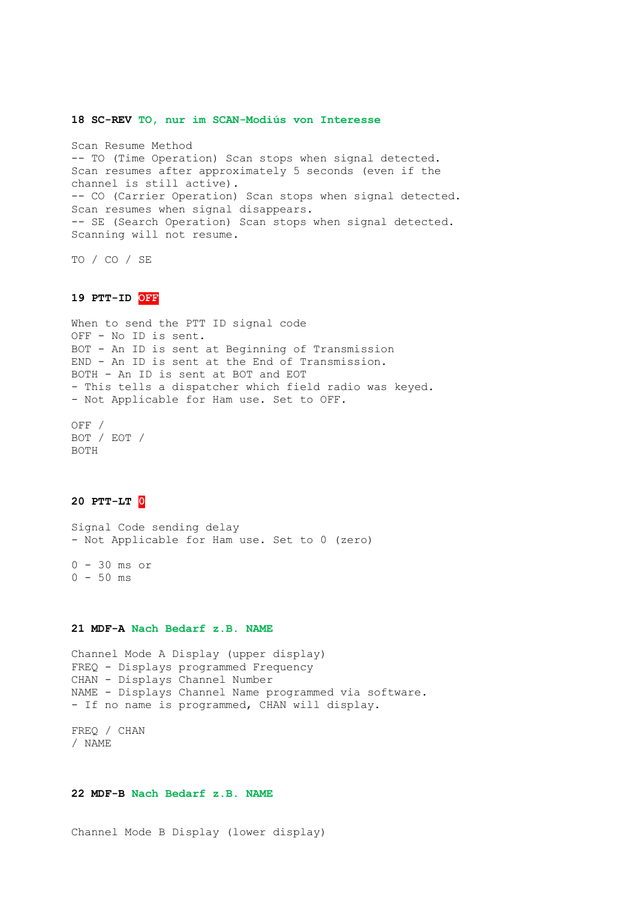**18 SC-REV** **TO, nur im SCAN-Modiús von Interesse**

Scan Resume Method
-- TO (Time Operation) Scan stops when signal detected. Scan resumes after approximately 5 seconds (even if the channel is still active).
-- CO (Carrier Operation) Scan stops when signal detected. Scan resumes when signal disappears.
-- SE (Search Operation) Scan stops when signal detected. Scanning will not resume.

TO / CO / SE

**19 PTT-ID** **OFF**

When to send the PTT ID signal code
OFF - No ID is sent.
BOT - An ID is sent at Beginning of Transmission
END - An ID is sent at the End of Transmission.
BOTH - An ID is sent at BOT and EOT
- This tells a dispatcher which field radio was keyed.
- Not Applicable for Ham use. Set to OFF.

OFF /
BOT / EOT /
BOTH

**20 PTT-LT** **0**

Signal Code sending delay
- Not Applicable for Ham use. Set to 0 (zero)

0 - 30 ms or
0 - 50 ms

**21 MDF-A** **Nach Bedarf z.B. NAME**

Channel Mode A Display (upper display)
FREQ - Displays programmed Frequency
CHAN - Displays Channel Number
NAME - Displays Channel Name programmed via software.
- If no name is programmed, CHAN will display.

FREQ / CHAN
/ NAME

**22 MDF-B** **Nach Bedarf z.B. NAME**

Channel Mode B Display (lower display)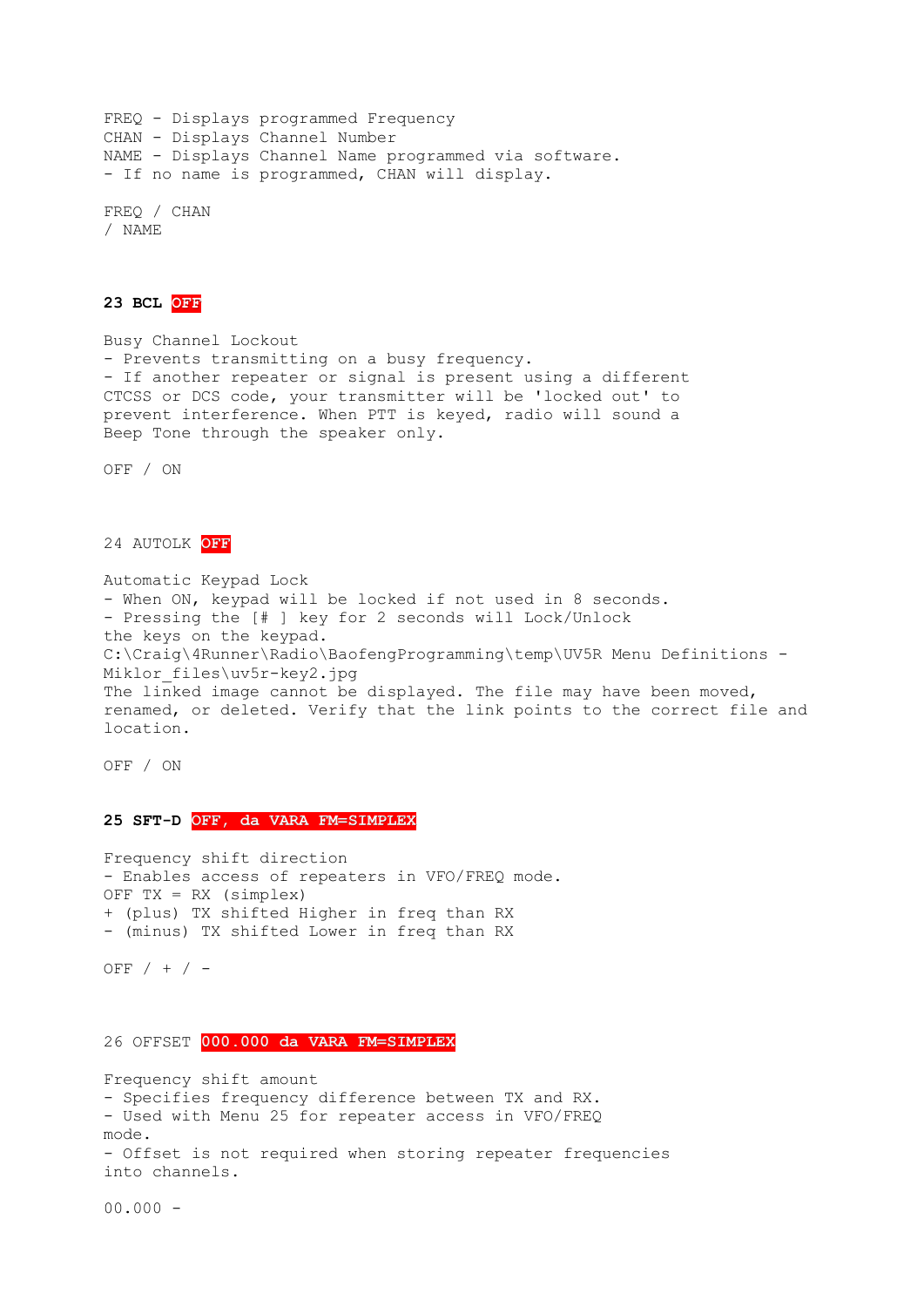FREQ - Displays programmed Frequency
CHAN - Displays Channel Number
NAME - Displays Channel Name programmed via software.
- If no name is programmed, CHAN will display.

FREQ / CHAN
/ NAME

**23 BCL OFF**

Busy Channel Lockout
- Prevents transmitting on a busy frequency.
- If another repeater or signal is present using a different CTCSS or DCS code, your transmitter will be 'locked out' to prevent interference. When PTT is keyed, radio will sound a Beep Tone through the speaker only.

OFF / ON

24 AUTOLK **OFF**

Automatic Keypad Lock
- When ON, keypad will be locked if not used in 8 seconds.
- Pressing the [# ] key for 2 seconds will Lock/Unlock the keys on the keypad.

C:\Craig\4Runner\Radio\BaofengProgramming\temp\UV5R Menu Definitions - Miklor_files\uv5r-key2.jpg
The linked image cannot be displayed. The file may have been moved, renamed, or deleted. Verify that the link points to the correct file and location.

OFF / ON

**25 SFT-D OFF, da VARA FM=SIMPLEX**

Frequency shift direction
- Enables access of repeaters in VFO/FREQ mode.
OFF TX = RX (simplex)
+ (plus) TX shifted Higher in freq than RX
- (minus) TX shifted Lower in freq than RX

OFF / + / -

26 OFFSET **000.000 da VARA FM=SIMPLEX**

Frequency shift amount
- Specifies frequency difference between TX and RX.
- Used with Menu 25 for repeater access in VFO/FREQ mode.
- Offset is not required when storing repeater frequencies into channels.

00.000 -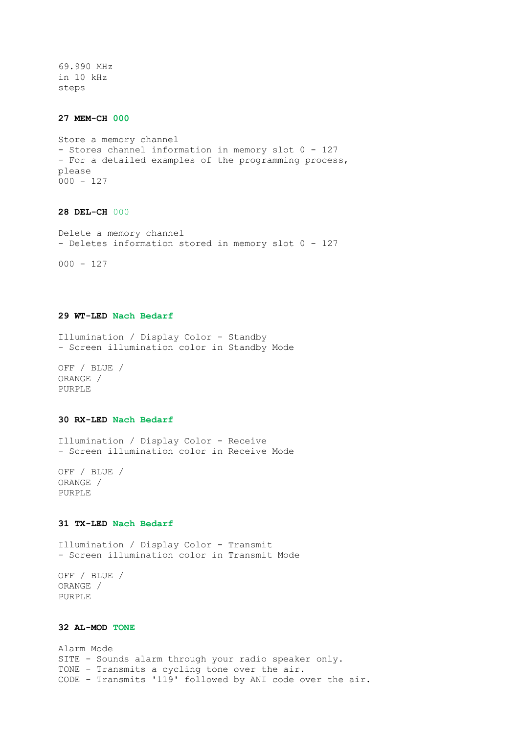69.990 MHz
in 10 kHz
steps

**27 MEM-CH 000**

Store a memory channel
- Stores channel information in memory slot 0 - 127
- For a detailed examples of the programming process, please

000 - 127

**28 DEL-CH** 000

Delete a memory channel
- Deletes information stored in memory slot 0 - 127

000 - 127

**29 WT-LED Nach Bedarf**

Illumination / Display Color - Standby
- Screen illumination color in Standby Mode

OFF / BLUE /
ORANGE /
PURPLE

**30 RX-LED Nach Bedarf**

Illumination / Display Color - Receive
- Screen illumination color in Receive Mode

OFF / BLUE /
ORANGE /
PURPLE

**31 TX-LED Nach Bedarf**

Illumination / Display Color - Transmit
- Screen illumination color in Transmit Mode

OFF / BLUE /
ORANGE /
PURPLE

**32 AL-MOD TONE**

Alarm Mode
SITE - Sounds alarm through your radio speaker only.
TONE - Transmits a cycling tone over the air.
CODE - Transmits '119' followed by ANI code over the air.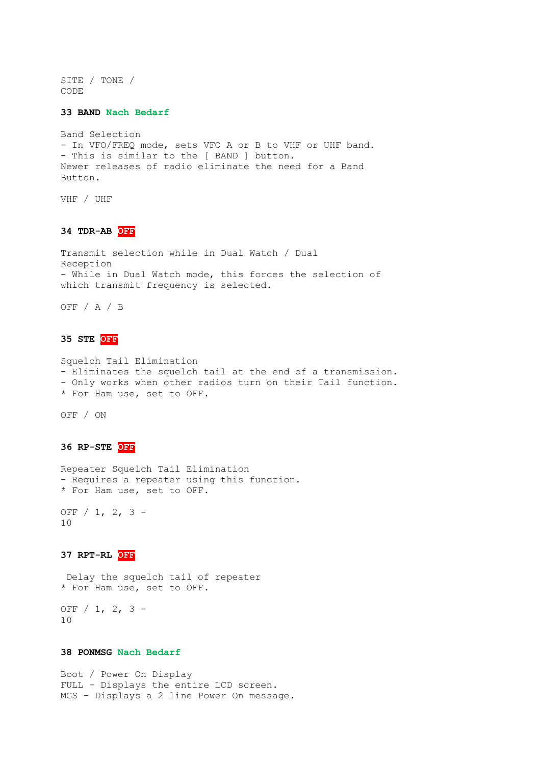SITE / TONE /
CODE

**33 BAND Nach Bedarf**

Band Selection
- In VFO/FREQ mode, sets VFO A or B to VHF or UHF band.
- This is similar to the [ BAND ] button.

Newer releases of radio eliminate the need for a Band
Button.

VHF / UHF

**34 TDR-AB OFF**

Transmit selection while in Dual Watch / Dual
Reception
- While in Dual Watch mode, this forces the selection of
which transmit frequency is selected.

OFF / A / B

**35 STE OFF**

Squelch Tail Elimination
- Eliminates the squelch tail at the end of a transmission.
- Only works when other radios turn on their Tail function.

* For Ham use, set to OFF.

OFF / ON

**36 RP-STE OFF**

Repeater Squelch Tail Elimination
- Requires a repeater using this function.

* For Ham use, set to OFF.

OFF / 1, 2, 3 -
10

**37 RPT-RL OFF**

Delay the squelch tail of repeater
* For Ham use, set to OFF.

OFF / 1, 2, 3 -
10

**38 PONMSG Nach Bedarf**

Boot / Power On Display
FULL - Displays the entire LCD screen.
MGS - Displays a 2 line Power On message.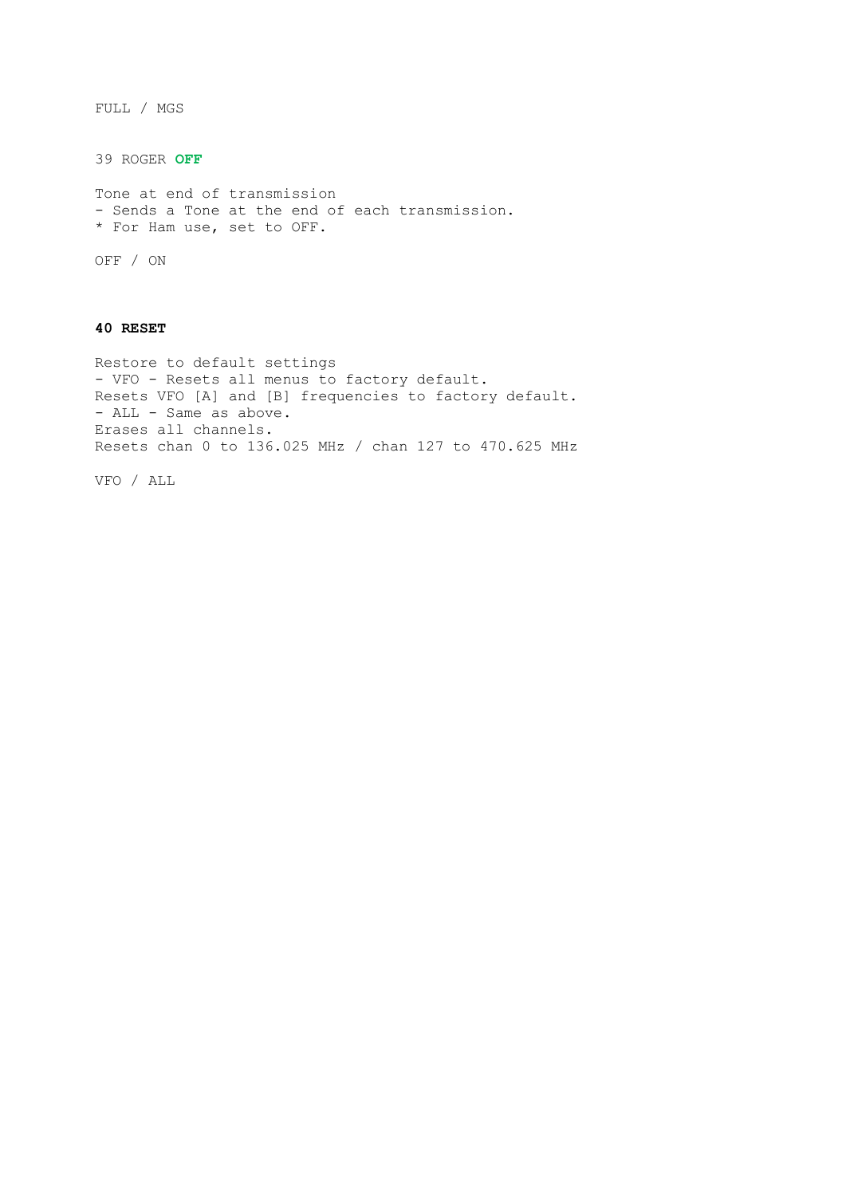FULL / MGS

39 ROGER **OFF**

Tone at end of transmission
- Sends a Tone at the end of each transmission.
* For Ham use, set to OFF.

OFF / ON

**40 RESET**

Restore to default settings
- VFO - Resets all menus to factory default.
Resets VFO [A] and [B] frequencies to factory default.
- ALL - Same as above.
Erases all channels.
Resets chan 0 to 136.025 MHz / chan 127 to 470.625 MHz

VFO / ALL